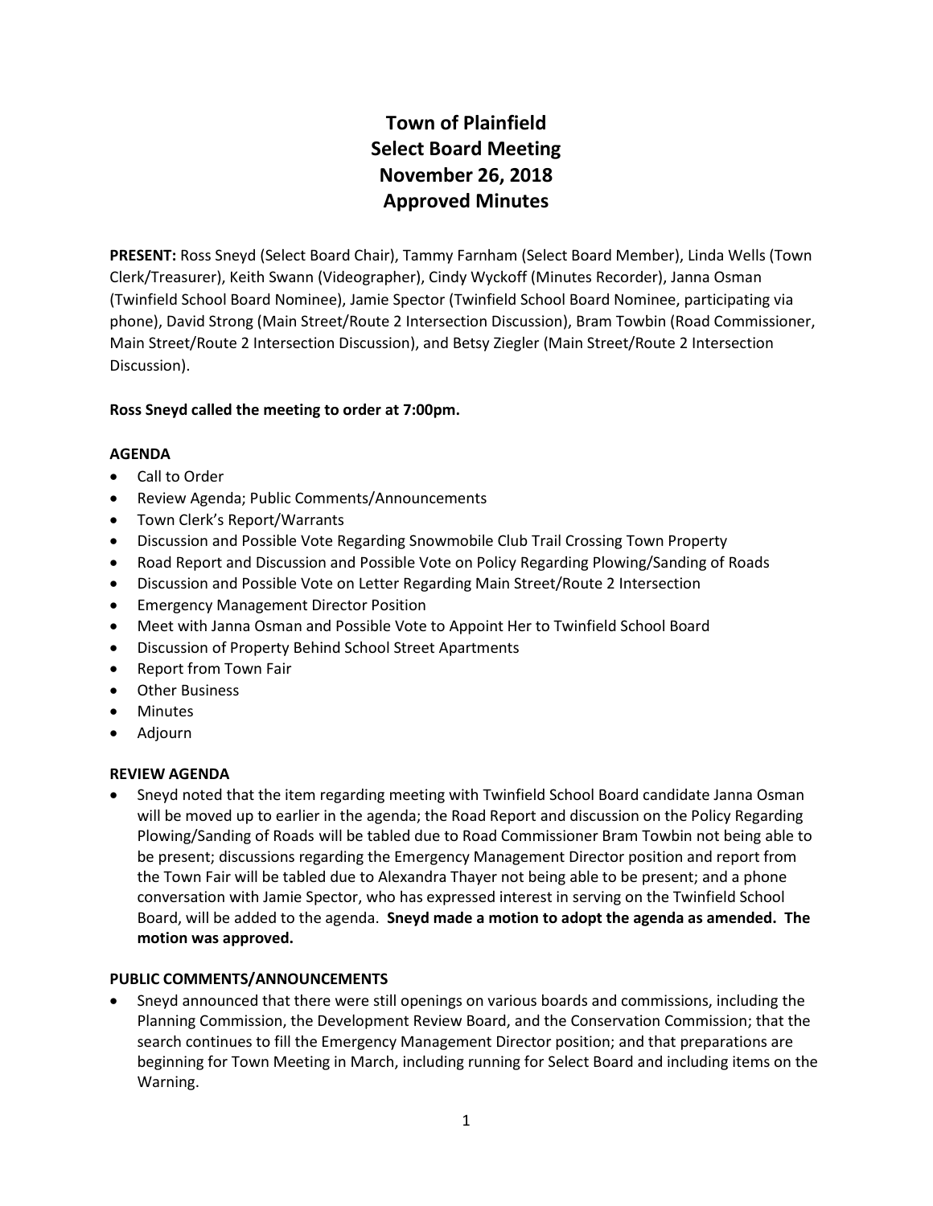# Town of Plainfield
# Select Board Meeting
# November 26, 2018
# Approved Minutes

**PRESENT:** Ross Sneyd (Select Board Chair), Tammy Farnham (Select Board Member), Linda Wells (Town Clerk/Treasurer), Keith Swann (Videographer), Cindy Wyckoff (Minutes Recorder), Janna Osman (Twinfield School Board Nominee), Jamie Spector (Twinfield School Board Nominee, participating via phone), David Strong (Main Street/Route 2 Intersection Discussion), Bram Towbin (Road Commissioner, Main Street/Route 2 Intersection Discussion), and Betsy Ziegler (Main Street/Route 2 Intersection Discussion).

**Ross Sneyd called the meeting to order at 7:00pm.**

**AGENDA**

- Call to Order
- Review Agenda; Public Comments/Announcements
- Town Clerk's Report/Warrants
- Discussion and Possible Vote Regarding Snowmobile Club Trail Crossing Town Property
- Road Report and Discussion and Possible Vote on Policy Regarding Plowing/Sanding of Roads
- Discussion and Possible Vote on Letter Regarding Main Street/Route 2 Intersection
- Emergency Management Director Position
- Meet with Janna Osman and Possible Vote to Appoint Her to Twinfield School Board
- Discussion of Property Behind School Street Apartments
- Report from Town Fair
- Other Business
- Minutes
- Adjourn

**REVIEW AGENDA**

- Sneyd noted that the item regarding meeting with Twinfield School Board candidate Janna Osman will be moved up to earlier in the agenda; the Road Report and discussion on the Policy Regarding Plowing/Sanding of Roads will be tabled due to Road Commissioner Bram Towbin not being able to be present; discussions regarding the Emergency Management Director position and report from the Town Fair will be tabled due to Alexandra Thayer not being able to be present; and a phone conversation with Jamie Spector, who has expressed interest in serving on the Twinfield School Board, will be added to the agenda. **Sneyd made a motion to adopt the agenda as amended. The motion was approved.**

**PUBLIC COMMENTS/ANNOUNCEMENTS**

- Sneyd announced that there were still openings on various boards and commissions, including the Planning Commission, the Development Review Board, and the Conservation Commission; that the search continues to fill the Emergency Management Director position; and that preparations are beginning for Town Meeting in March, including running for Select Board and including items on the Warning.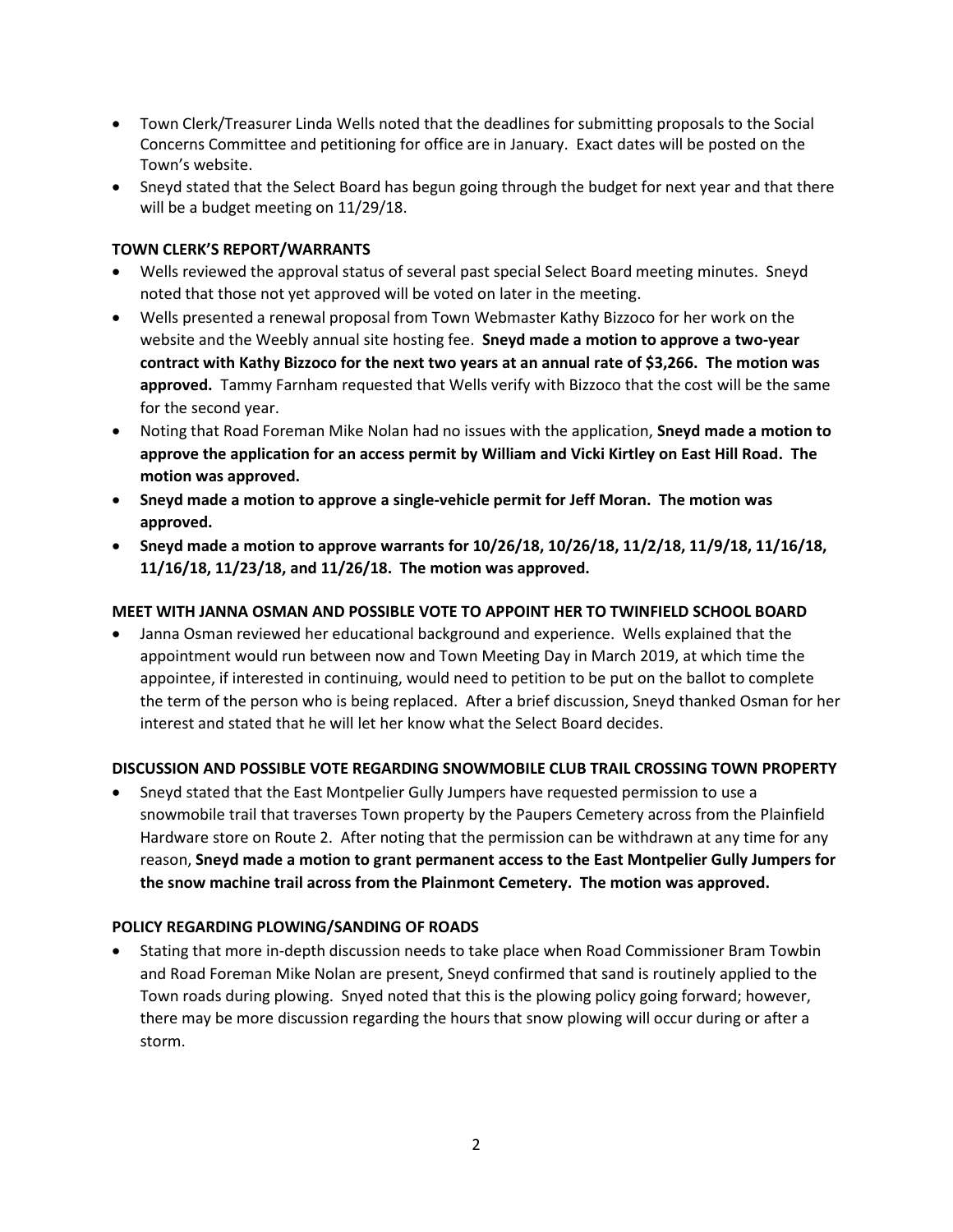- Town Clerk/Treasurer Linda Wells noted that the deadlines for submitting proposals to the Social Concerns Committee and petitioning for office are in January. Exact dates will be posted on the Town's website.
- Sneyd stated that the Select Board has begun going through the budget for next year and that there will be a budget meeting on 11/29/18.

**TOWN CLERK'S REPORT/WARRANTS**

- Wells reviewed the approval status of several past special Select Board meeting minutes. Sneyd noted that those not yet approved will be voted on later in the meeting.
- Wells presented a renewal proposal from Town Webmaster Kathy Bizzoco for her work on the website and the Weebly annual site hosting fee. **Sneyd made a motion to approve a two-year contract with Kathy Bizzoco for the next two years at an annual rate of $3,266. The motion was approved.** Tammy Farnham requested that Wells verify with Bizzoco that the cost will be the same for the second year.
- Noting that Road Foreman Mike Nolan had no issues with the application, **Sneyd made a motion to approve the application for an access permit by William and Vicki Kirtley on East Hill Road. The motion was approved.**
- **Sneyd made a motion to approve a single-vehicle permit for Jeff Moran. The motion was approved.**
- **Sneyd made a motion to approve warrants for 10/26/18, 10/26/18, 11/2/18, 11/9/18, 11/16/18, 11/16/18, 11/23/18, and 11/26/18. The motion was approved.**

**MEET WITH JANNA OSMAN AND POSSIBLE VOTE TO APPOINT HER TO TWINFIELD SCHOOL BOARD**

- Janna Osman reviewed her educational background and experience. Wells explained that the appointment would run between now and Town Meeting Day in March 2019, at which time the appointee, if interested in continuing, would need to petition to be put on the ballot to complete the term of the person who is being replaced. After a brief discussion, Sneyd thanked Osman for her interest and stated that he will let her know what the Select Board decides.

**DISCUSSION AND POSSIBLE VOTE REGARDING SNOWMOBILE CLUB TRAIL CROSSING TOWN PROPERTY**

- Sneyd stated that the East Montpelier Gully Jumpers have requested permission to use a snowmobile trail that traverses Town property by the Paupers Cemetery across from the Plainfield Hardware store on Route 2. After noting that the permission can be withdrawn at any time for any reason, **Sneyd made a motion to grant permanent access to the East Montpelier Gully Jumpers for the snow machine trail across from the Plainmont Cemetery. The motion was approved.**

**POLICY REGARDING PLOWING/SANDING OF ROADS**

- Stating that more in-depth discussion needs to take place when Road Commissioner Bram Towbin and Road Foreman Mike Nolan are present, Sneyd confirmed that sand is routinely applied to the Town roads during plowing. Snyed noted that this is the plowing policy going forward; however, there may be more discussion regarding the hours that snow plowing will occur during or after a storm.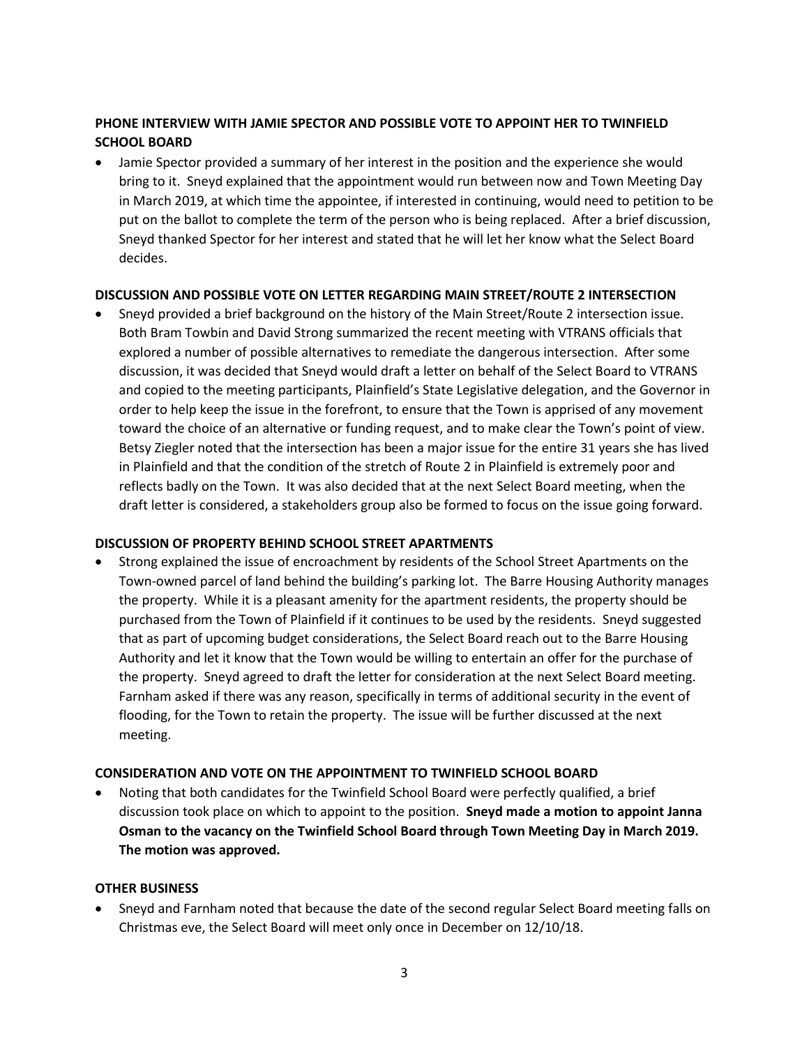**PHONE INTERVIEW WITH JAMIE SPECTOR AND POSSIBLE VOTE TO APPOINT HER TO TWINFIELD SCHOOL BOARD**

- Jamie Spector provided a summary of her interest in the position and the experience she would bring to it. Sneyd explained that the appointment would run between now and Town Meeting Day in March 2019, at which time the appointee, if interested in continuing, would need to petition to be put on the ballot to complete the term of the person who is being replaced. After a brief discussion, Sneyd thanked Spector for her interest and stated that he will let her know what the Select Board decides.

**DISCUSSION AND POSSIBLE VOTE ON LETTER REGARDING MAIN STREET/ROUTE 2 INTERSECTION**

- Sneyd provided a brief background on the history of the Main Street/Route 2 intersection issue. Both Bram Towbin and David Strong summarized the recent meeting with VTRANS officials that explored a number of possible alternatives to remediate the dangerous intersection. After some discussion, it was decided that Sneyd would draft a letter on behalf of the Select Board to VTRANS and copied to the meeting participants, Plainfield's State Legislative delegation, and the Governor in order to help keep the issue in the forefront, to ensure that the Town is apprised of any movement toward the choice of an alternative or funding request, and to make clear the Town's point of view. Betsy Ziegler noted that the intersection has been a major issue for the entire 31 years she has lived in Plainfield and that the condition of the stretch of Route 2 in Plainfield is extremely poor and reflects badly on the Town. It was also decided that at the next Select Board meeting, when the draft letter is considered, a stakeholders group also be formed to focus on the issue going forward.

**DISCUSSION OF PROPERTY BEHIND SCHOOL STREET APARTMENTS**

- Strong explained the issue of encroachment by residents of the School Street Apartments on the Town-owned parcel of land behind the building's parking lot. The Barre Housing Authority manages the property. While it is a pleasant amenity for the apartment residents, the property should be purchased from the Town of Plainfield if it continues to be used by the residents. Sneyd suggested that as part of upcoming budget considerations, the Select Board reach out to the Barre Housing Authority and let it know that the Town would be willing to entertain an offer for the purchase of the property. Sneyd agreed to draft the letter for consideration at the next Select Board meeting. Farnham asked if there was any reason, specifically in terms of additional security in the event of flooding, for the Town to retain the property. The issue will be further discussed at the next meeting.

**CONSIDERATION AND VOTE ON THE APPOINTMENT TO TWINFIELD SCHOOL BOARD**

- Noting that both candidates for the Twinfield School Board were perfectly qualified, a brief discussion took place on which to appoint to the position. **Sneyd made a motion to appoint Janna Osman to the vacancy on the Twinfield School Board through Town Meeting Day in March 2019. The motion was approved.**

**OTHER BUSINESS**

- Sneyd and Farnham noted that because the date of the second regular Select Board meeting falls on Christmas eve, the Select Board will meet only once in December on 12/10/18.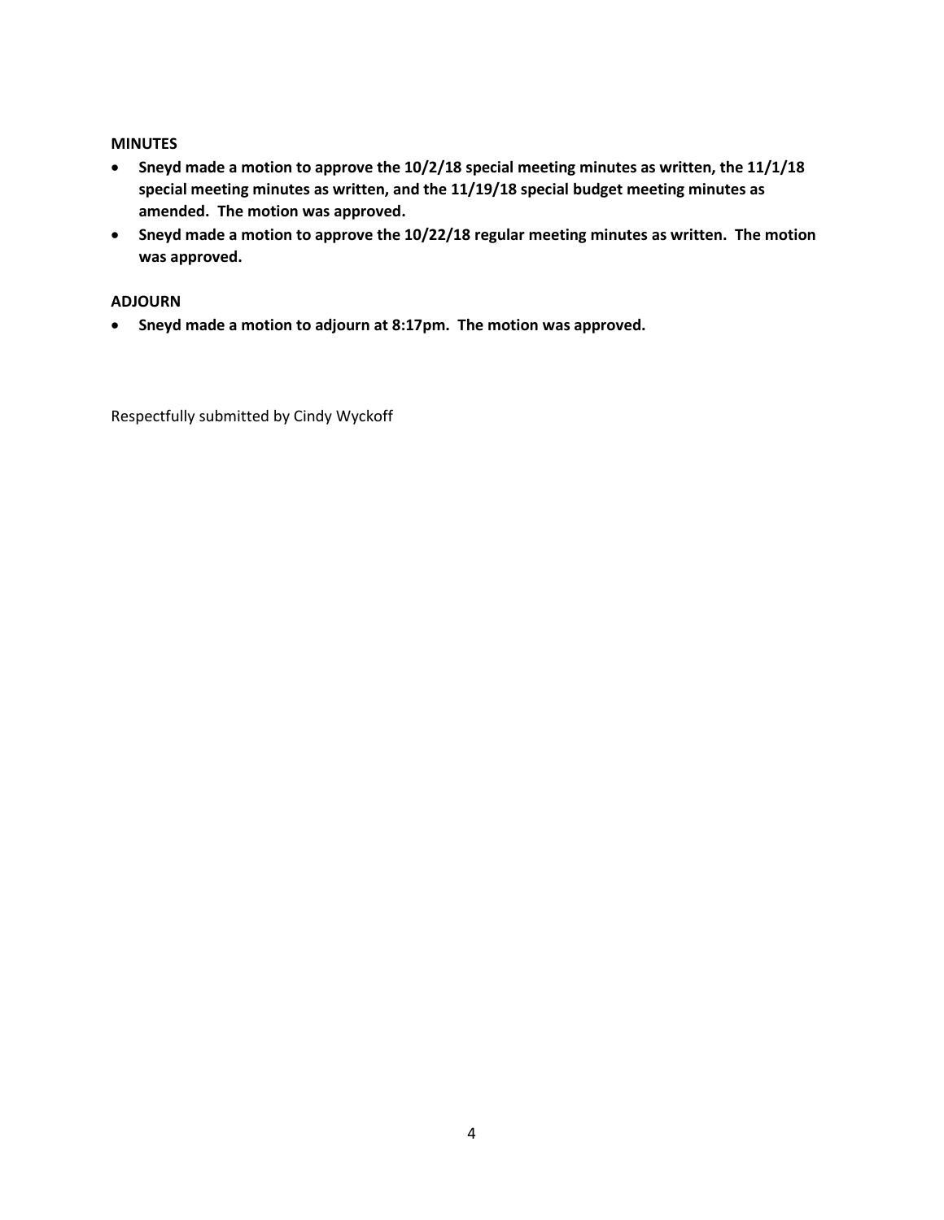**MINUTES**

- **Sneyd made a motion to approve the 10/2/18 special meeting minutes as written, the 11/1/18 special meeting minutes as written, and the 11/19/18 special budget meeting minutes as amended. The motion was approved.**
- **Sneyd made a motion to approve the 10/22/18 regular meeting minutes as written. The motion was approved.**

**ADJOURN**

- **Sneyd made a motion to adjourn at 8:17pm. The motion was approved.**

Respectfully submitted by Cindy Wyckoff